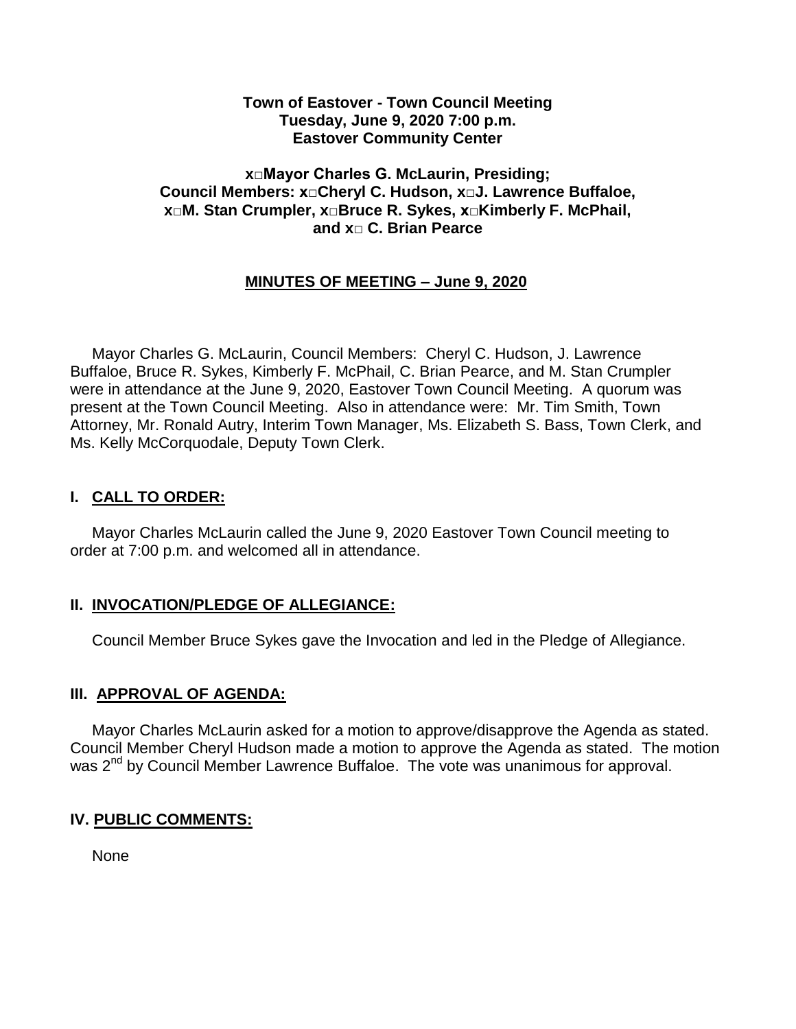**Town of Eastover - Town Council Meeting**
**Tuesday, June 9, 2020 7:00 p.m.**
**Eastover Community Center**

**x□Mayor Charles G. McLaurin, Presiding;**
**Council Members: x□Cheryl C. Hudson, x□J. Lawrence Buffaloe,**
**x□M. Stan Crumpler, x□Bruce R. Sykes, x□Kimberly F. McPhail,**
**and x□ C. Brian Pearce**

## MINUTES OF MEETING – June 9, 2020

Mayor Charles G. McLaurin, Council Members: Cheryl C. Hudson, J. Lawrence Buffaloe, Bruce R. Sykes, Kimberly F. McPhail, C. Brian Pearce, and M. Stan Crumpler were in attendance at the June 9, 2020, Eastover Town Council Meeting. A quorum was present at the Town Council Meeting. Also in attendance were: Mr. Tim Smith, Town Attorney, Mr. Ronald Autry, Interim Town Manager, Ms. Elizabeth S. Bass, Town Clerk, and Ms. Kelly McCorquodale, Deputy Town Clerk.

## I. CALL TO ORDER:

Mayor Charles McLaurin called the June 9, 2020 Eastover Town Council meeting to order at 7:00 p.m. and welcomed all in attendance.

## II. INVOCATION/PLEDGE OF ALLEGIANCE:

Council Member Bruce Sykes gave the Invocation and led in the Pledge of Allegiance.

## III. APPROVAL OF AGENDA:

Mayor Charles McLaurin asked for a motion to approve/disapprove the Agenda as stated. Council Member Cheryl Hudson made a motion to approve the Agenda as stated. The motion was 2nd by Council Member Lawrence Buffaloe. The vote was unanimous for approval.

## IV. PUBLIC COMMENTS:

None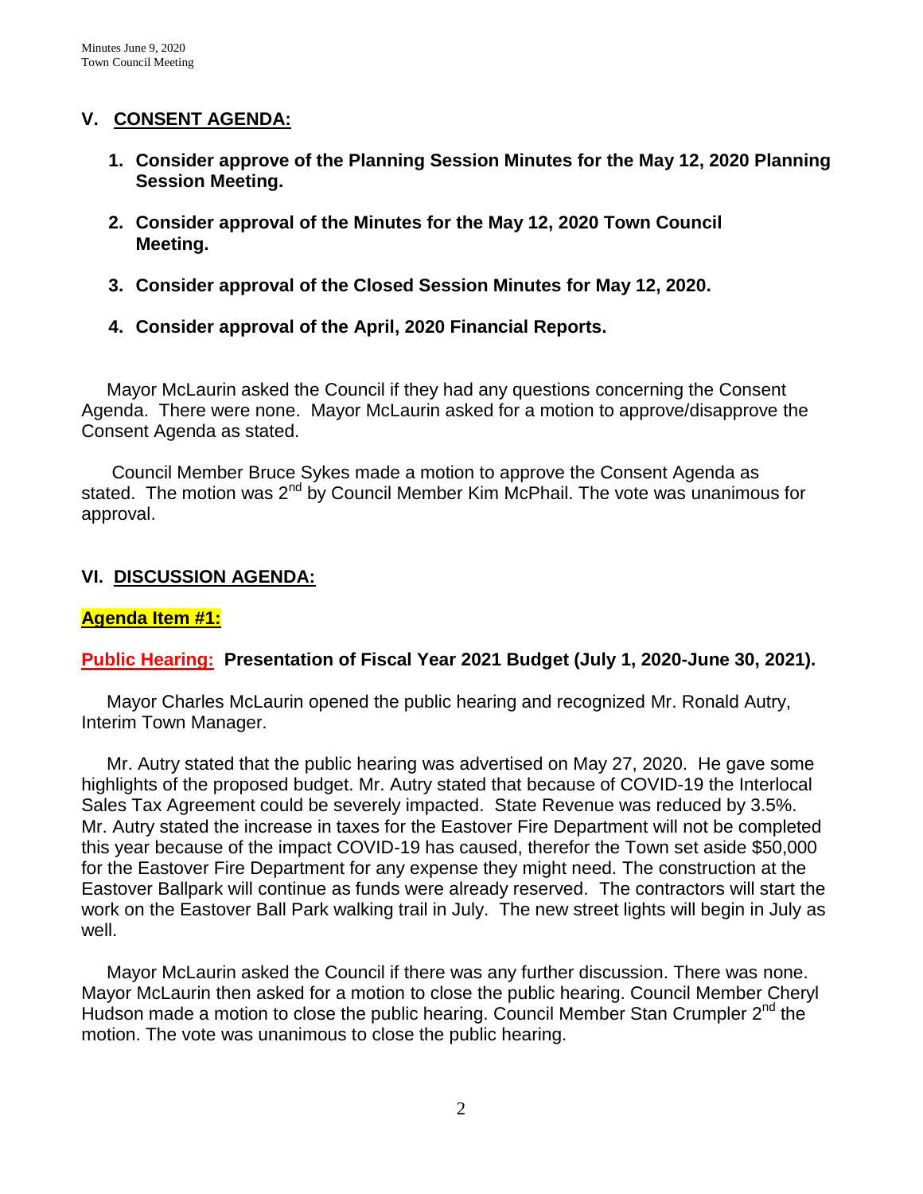## V. CONSENT AGENDA:

1. **Consider approve of the Planning Session Minutes for the May 12, 2020 Planning Session Meeting.**

2. **Consider approval of the Minutes for the May 12, 2020 Town Council Meeting.**

3. **Consider approval of the Closed Session Minutes for May 12, 2020.**

4. **Consider approval of the April, 2020 Financial Reports.**

Mayor McLaurin asked the Council if they had any questions concerning the Consent Agenda. There were none. Mayor McLaurin asked for a motion to approve/disapprove the Consent Agenda as stated.

Council Member Bruce Sykes made a motion to approve the Consent Agenda as stated. The motion was 2nd by Council Member Kim McPhail. The vote was unanimous for approval.

## VI. DISCUSSION AGENDA:

**Agenda Item #1:**

**Public Hearing: Presentation of Fiscal Year 2021 Budget (July 1, 2020-June 30, 2021).**

Mayor Charles McLaurin opened the public hearing and recognized Mr. Ronald Autry, Interim Town Manager.

Mr. Autry stated that the public hearing was advertised on May 27, 2020. He gave some highlights of the proposed budget. Mr. Autry stated that because of COVID-19 the Interlocal Sales Tax Agreement could be severely impacted. State Revenue was reduced by 3.5%. Mr. Autry stated the increase in taxes for the Eastover Fire Department will not be completed this year because of the impact COVID-19 has caused, therefor the Town set aside $50,000 for the Eastover Fire Department for any expense they might need. The construction at the Eastover Ballpark will continue as funds were already reserved. The contractors will start the work on the Eastover Ball Park walking trail in July. The new street lights will begin in July as well.

Mayor McLaurin asked the Council if there was any further discussion. There was none. Mayor McLaurin then asked for a motion to close the public hearing. Council Member Cheryl Hudson made a motion to close the public hearing. Council Member Stan Crumpler 2nd the motion. The vote was unanimous to close the public hearing.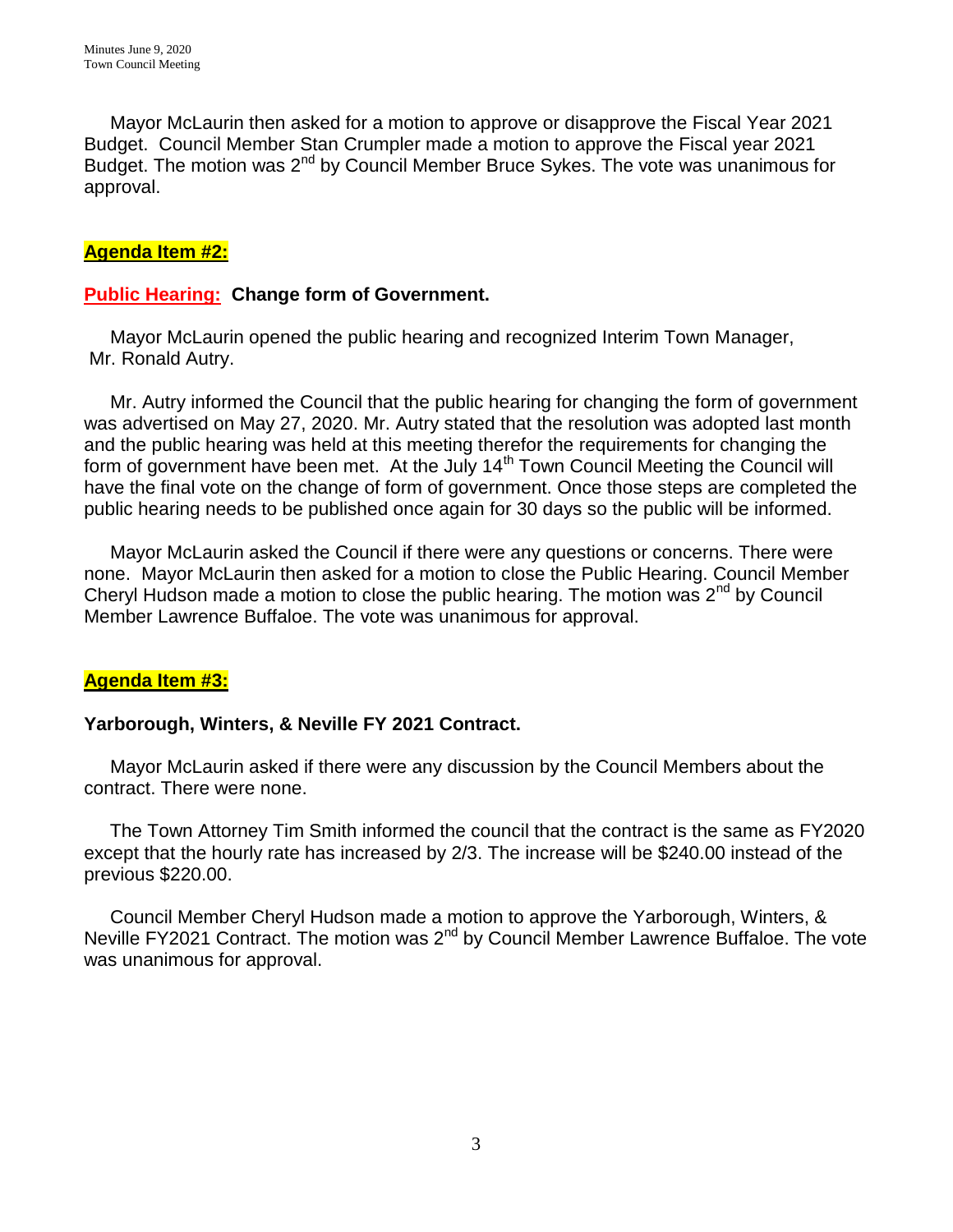Mayor McLaurin then asked for a motion to approve or disapprove the Fiscal Year 2021 Budget. Council Member Stan Crumpler made a motion to approve the Fiscal year 2021 Budget. The motion was 2nd by Council Member Bruce Sykes. The vote was unanimous for approval.

**Agenda Item #2:**

**Public Hearing: Change form of Government.**

Mayor McLaurin opened the public hearing and recognized Interim Town Manager, Mr. Ronald Autry.

Mr. Autry informed the Council that the public hearing for changing the form of government was advertised on May 27, 2020. Mr. Autry stated that the resolution was adopted last month and the public hearing was held at this meeting therefor the requirements for changing the form of government have been met. At the July 14th Town Council Meeting the Council will have the final vote on the change of form of government. Once those steps are completed the public hearing needs to be published once again for 30 days so the public will be informed.

Mayor McLaurin asked the Council if there were any questions or concerns. There were none. Mayor McLaurin then asked for a motion to close the Public Hearing. Council Member Cheryl Hudson made a motion to close the public hearing. The motion was 2nd by Council Member Lawrence Buffaloe. The vote was unanimous for approval.

**Agenda Item #3:**

**Yarborough, Winters, & Neville FY 2021 Contract.**

Mayor McLaurin asked if there were any discussion by the Council Members about the contract. There were none.

The Town Attorney Tim Smith informed the council that the contract is the same as FY2020 except that the hourly rate has increased by 2/3. The increase will be $240.00 instead of the previous $220.00.

Council Member Cheryl Hudson made a motion to approve the Yarborough, Winters, & Neville FY2021 Contract. The motion was 2nd by Council Member Lawrence Buffaloe. The vote was unanimous for approval.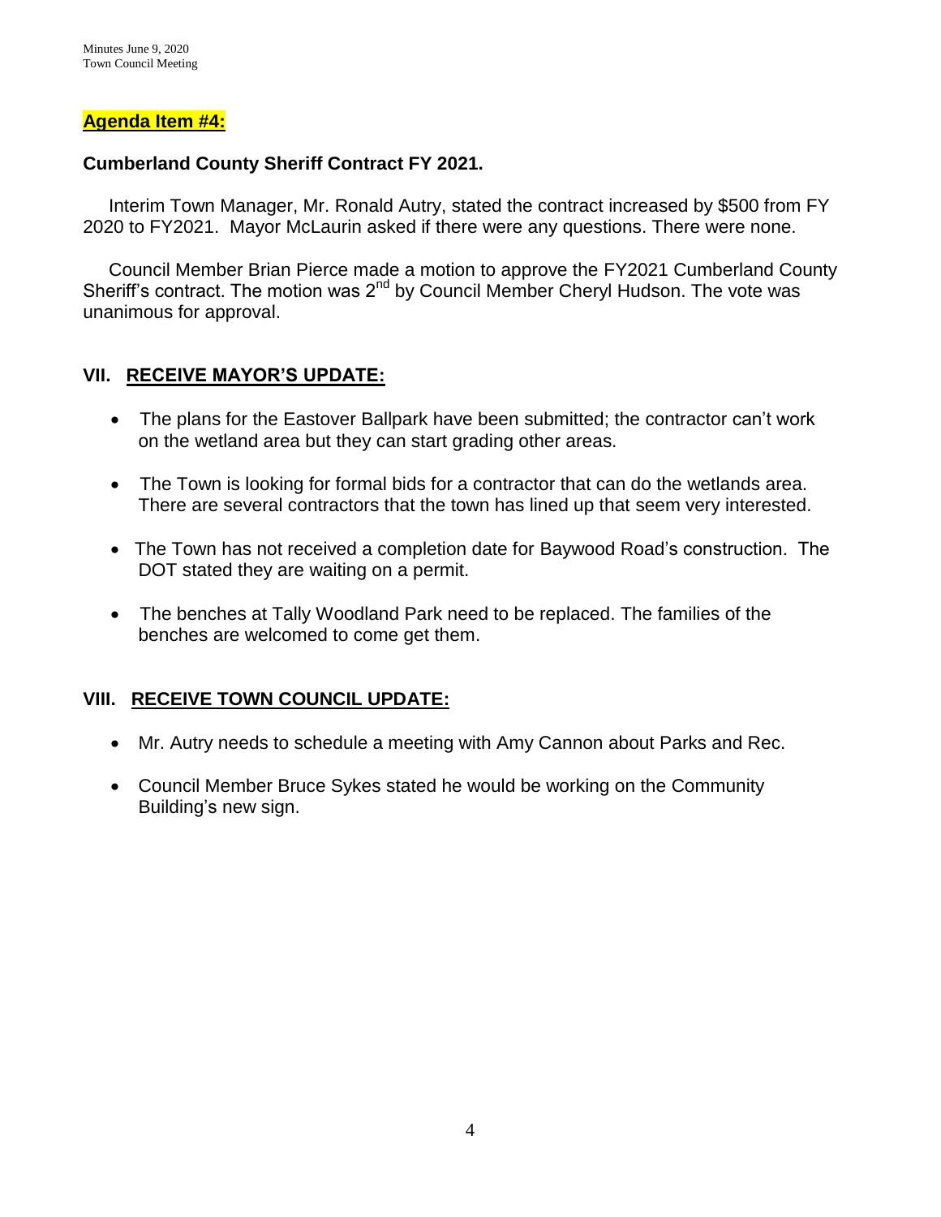**Agenda Item #4:**

**Cumberland County Sheriff Contract FY 2021.**

Interim Town Manager, Mr. Ronald Autry, stated the contract increased by $500 from FY 2020 to FY2021. Mayor McLaurin asked if there were any questions. There were none.

Council Member Brian Pierce made a motion to approve the FY2021 Cumberland County Sheriff's contract. The motion was 2nd by Council Member Cheryl Hudson. The vote was unanimous for approval.

## VII. RECEIVE MAYOR'S UPDATE:

- The plans for the Eastover Ballpark have been submitted; the contractor can't work on the wetland area but they can start grading other areas.
- The Town is looking for formal bids for a contractor that can do the wetlands area. There are several contractors that the town has lined up that seem very interested.
- The Town has not received a completion date for Baywood Road's construction. The DOT stated they are waiting on a permit.
- The benches at Tally Woodland Park need to be replaced. The families of the benches are welcomed to come get them.

## VIII. RECEIVE TOWN COUNCIL UPDATE:

- Mr. Autry needs to schedule a meeting with Amy Cannon about Parks and Rec.
- Council Member Bruce Sykes stated he would be working on the Community Building's new sign.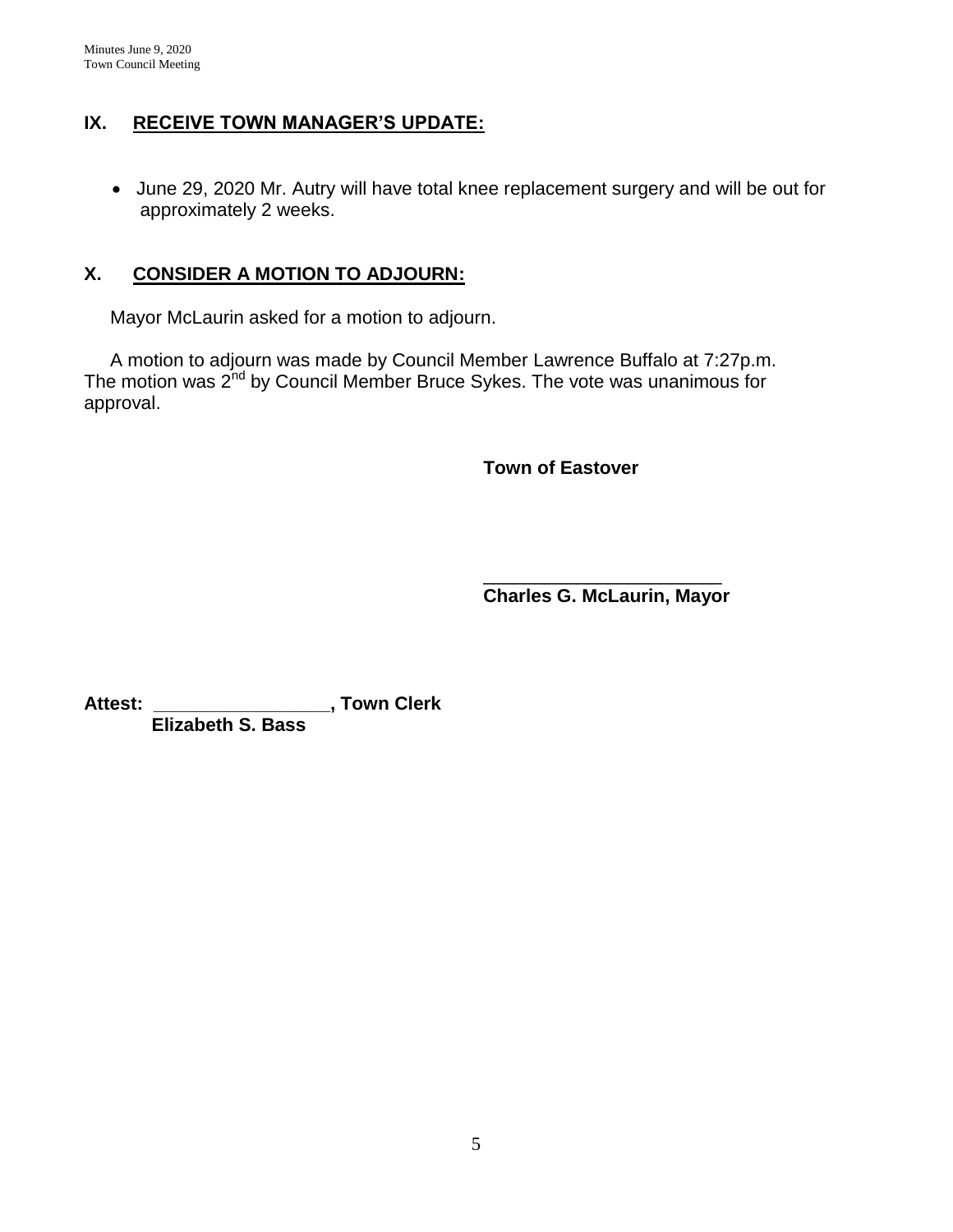## IX. RECEIVE TOWN MANAGER'S UPDATE:

- June 29, 2020 Mr. Autry will have total knee replacement surgery and will be out for approximately 2 weeks.

## X. CONSIDER A MOTION TO ADJOURN:

Mayor McLaurin asked for a motion to adjourn.

A motion to adjourn was made by Council Member Lawrence Buffalo at 7:27p.m. The motion was 2nd by Council Member Bruce Sykes. The vote was unanimous for approval.

**Town of Eastover**

_______________________

**Charles G. McLaurin, Mayor**

**Attest: _________________, Town Clerk**
**Elizabeth S. Bass**